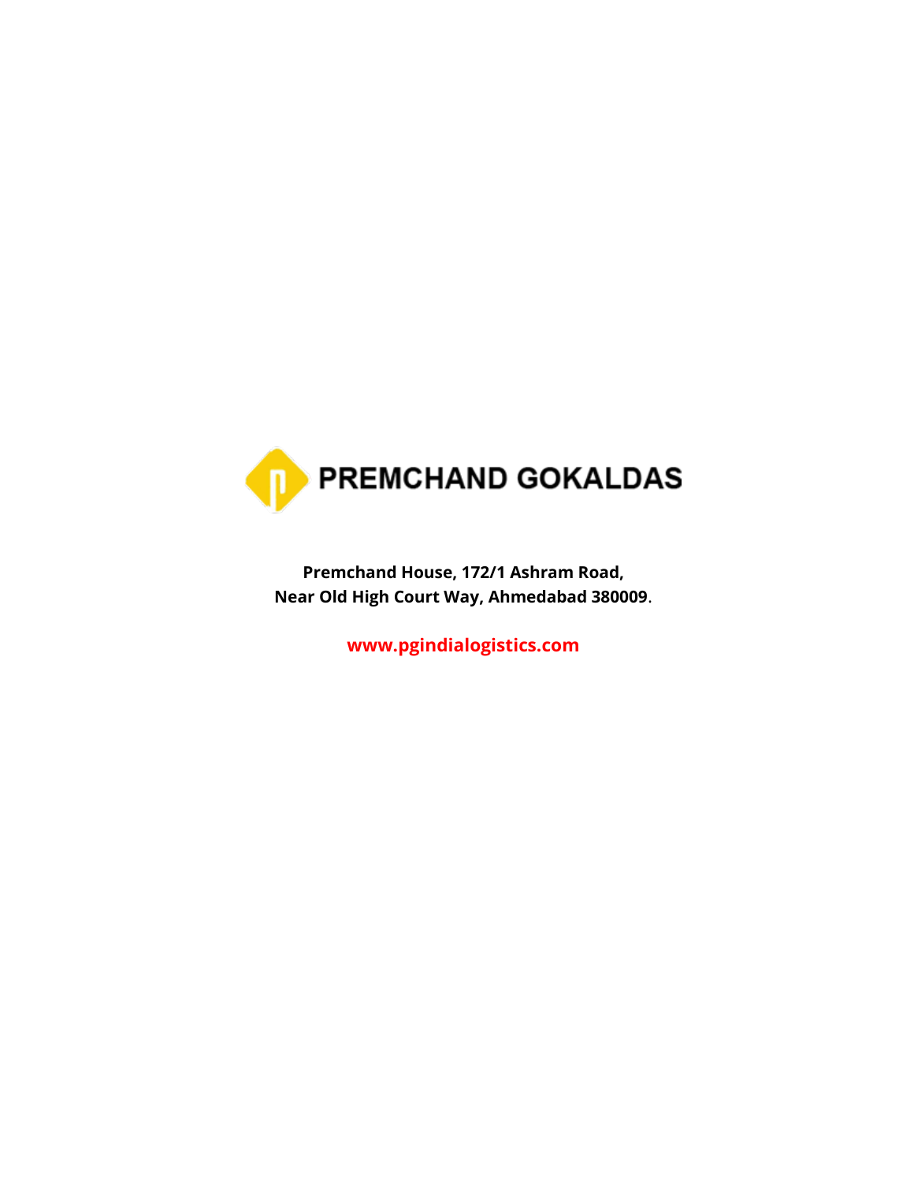# PREMCHAND GOKALDAS

**Premchand House, 172/1 Ashram Road,**
**Near Old High Court Way, Ahmedabad 380009**.

**www.pgindialogistics.com**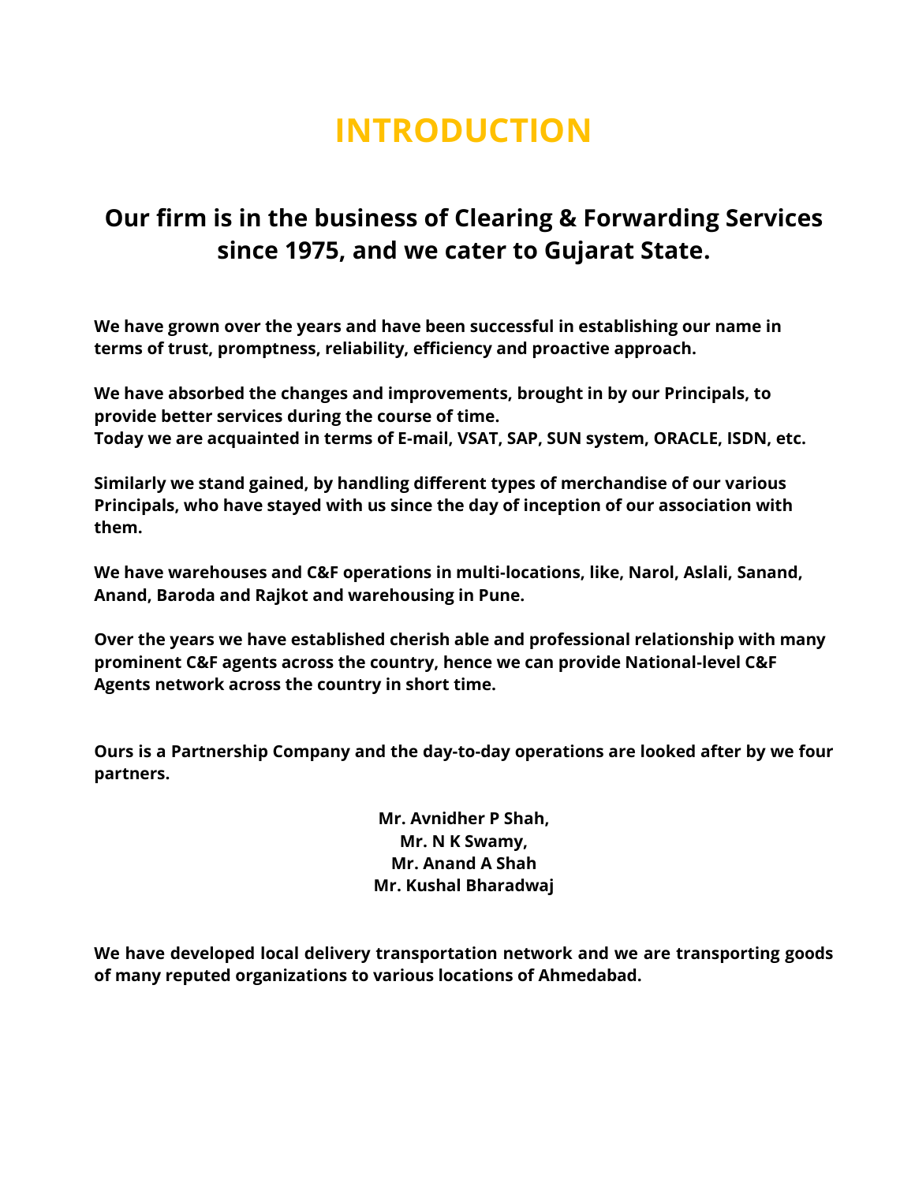# INTRODUCTION

## Our firm is in the business of Clearing & Forwarding Services since 1975, and we cater to Gujarat State.

**We have grown over the years and have been successful in establishing our name in terms of trust, promptness, reliability, efficiency and proactive approach.**

**We have absorbed the changes and improvements, brought in by our Principals, to provide better services during the course of time.**
**Today we are acquainted in terms of E-mail, VSAT, SAP, SUN system, ORACLE, ISDN, etc.**

**Similarly we stand gained, by handling different types of merchandise of our various Principals, who have stayed with us since the day of inception of our association with them.**

**We have warehouses and C&F operations in multi-locations, like, Narol, Aslali, Sanand, Anand, Baroda and Rajkot and warehousing in Pune.**

**Over the years we have established cherish able and professional relationship with many prominent C&F agents across the country, hence we can provide National-level C&F Agents network across the country in short time.**

**Ours is a Partnership Company and the day-to-day operations are looked after by we four partners.**

**Mr. Avnidher P Shah,**
**Mr. N K Swamy,**
**Mr. Anand A Shah**
**Mr. Kushal Bharadwaj**

**We have developed local delivery transportation network and we are transporting goods of many reputed organizations to various locations of Ahmedabad.**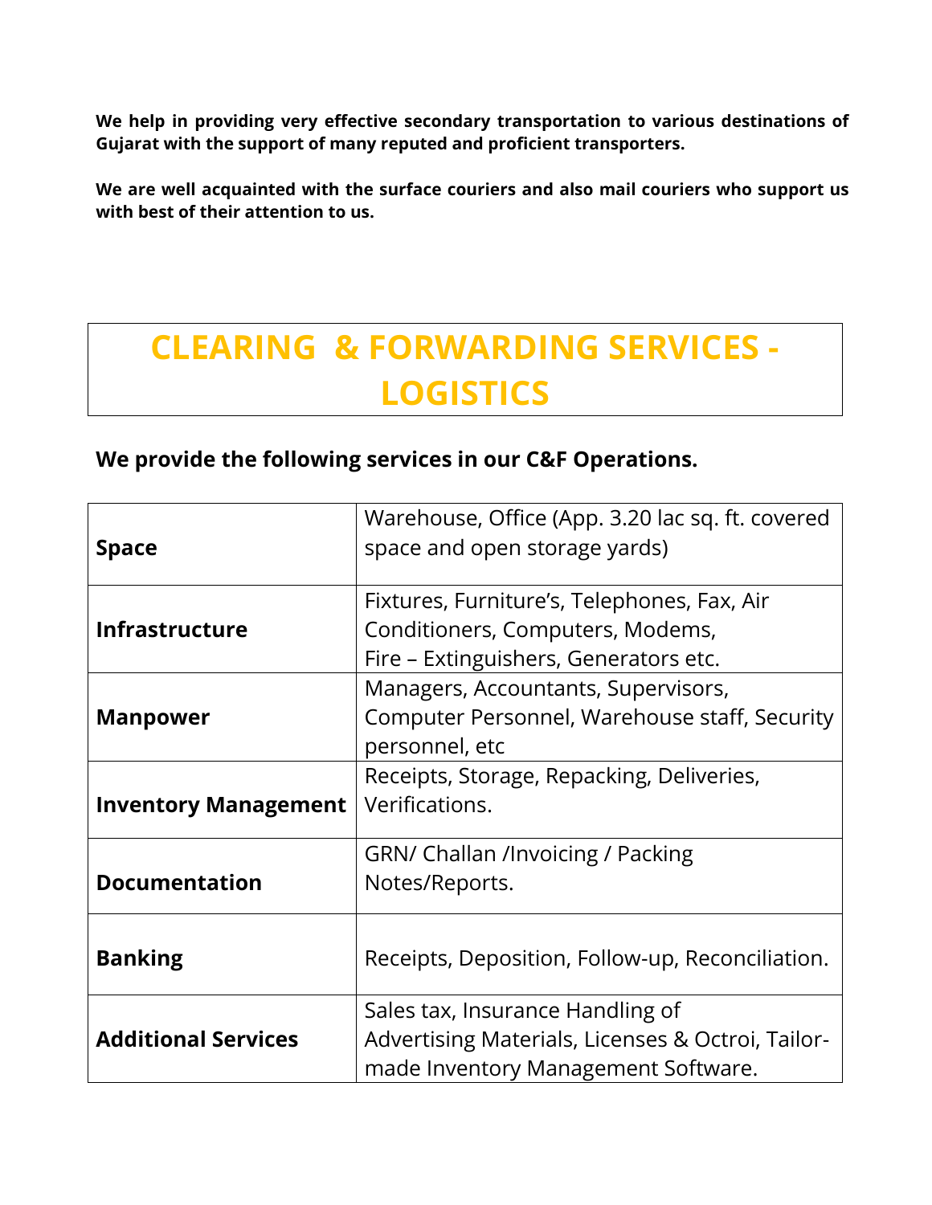**We help in providing very effective secondary transportation to various destinations of Gujarat with the support of many reputed and proficient transporters.**

**We are well acquainted with the surface couriers and also mail couriers who support us with best of their attention to us.**

# CLEARING & FORWARDING SERVICES - LOGISTICS

## We provide the following services in our C&F Operations.

| | |
|---|---|
| **Space** | Warehouse, Office (App. 3.20 lac sq. ft. covered space and open storage yards) |
| **Infrastructure** | Fixtures, Furniture's, Telephones, Fax, Air Conditioners, Computers, Modems, Fire – Extinguishers, Generators etc. |
| **Manpower** | Managers, Accountants, Supervisors, Computer Personnel, Warehouse staff, Security personnel, etc |
| **Inventory Management** | Receipts, Storage, Repacking, Deliveries, Verifications. |
| **Documentation** | GRN/ Challan /Invoicing / Packing Notes/Reports. |
| **Banking** | Receipts, Deposition, Follow-up, Reconciliation. |
| **Additional Services** | Sales tax, Insurance Handling of Advertising Materials, Licenses & Octroi, Tailor-made Inventory Management Software. |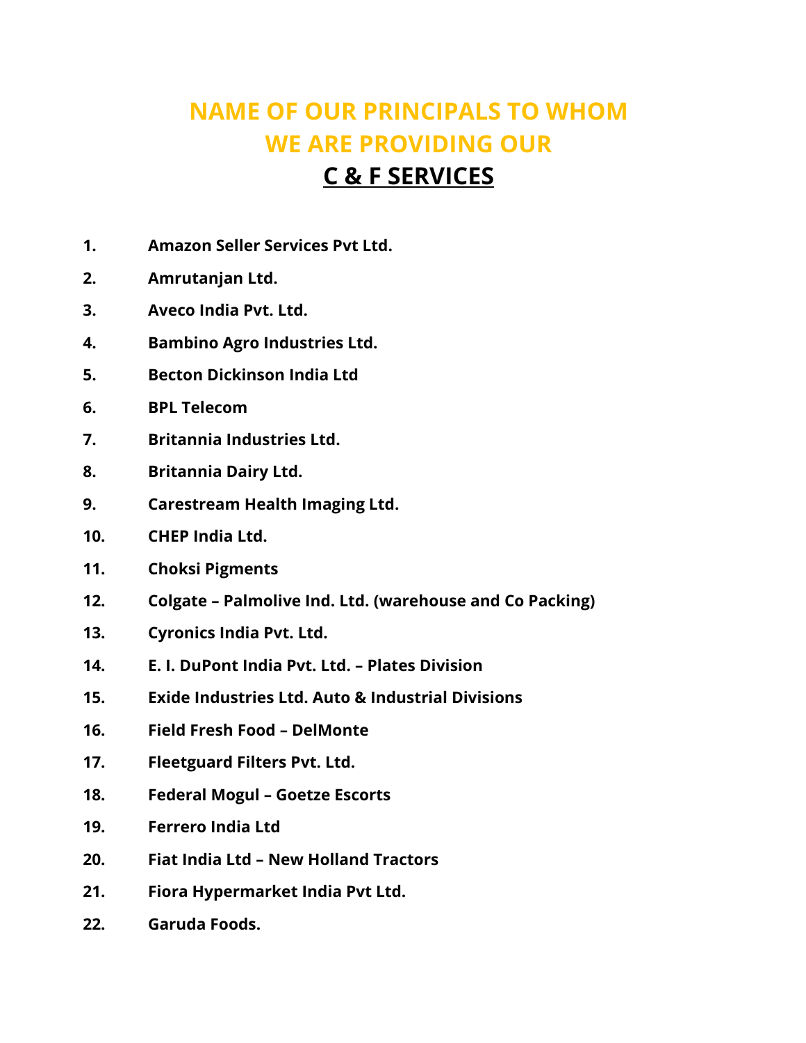# NAME OF OUR PRINCIPALS TO WHOM WE ARE PROVIDING OUR

## C & F SERVICES

1. **Amazon Seller Services Pvt Ltd.**
2. **Amrutanjan Ltd.**
3. **Aveco India Pvt. Ltd.**
4. **Bambino Agro Industries Ltd.**
5. **Becton Dickinson India Ltd**
6. **BPL Telecom**
7. **Britannia Industries Ltd.**
8. **Britannia Dairy Ltd.**
9. **Carestream Health Imaging Ltd.**
10. **CHEP India Ltd.**
11. **Choksi Pigments**
12. **Colgate – Palmolive Ind. Ltd. (warehouse and Co Packing)**
13. **Cyronics India Pvt. Ltd.**
14. **E. I. DuPont India Pvt. Ltd. – Plates Division**
15. **Exide Industries Ltd. Auto & Industrial Divisions**
16. **Field Fresh Food – DelMonte**
17. **Fleetguard Filters Pvt. Ltd.**
18. **Federal Mogul – Goetze Escorts**
19. **Ferrero India Ltd**
20. **Fiat India Ltd – New Holland Tractors**
21. **Fiora Hypermarket India Pvt Ltd.**
22. **Garuda Foods.**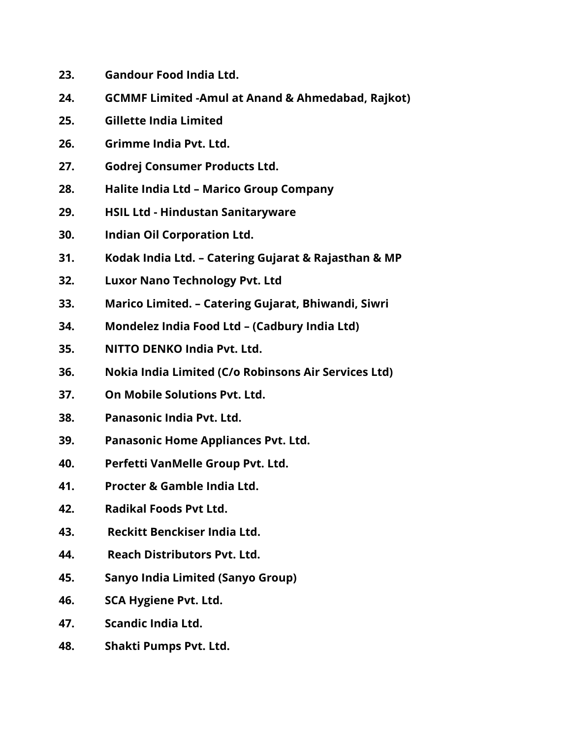23. **Gandour Food India Ltd.**
24. **GCMMF Limited -Amul at Anand & Ahmedabad, Rajkot)**
25. **Gillette India Limited**
26. **Grimme India Pvt. Ltd.**
27. **Godrej Consumer Products Ltd.**
28. **Halite India Ltd – Marico Group Company**
29. **HSIL Ltd - Hindustan Sanitaryware**
30. **Indian Oil Corporation Ltd.**
31. **Kodak India Ltd. – Catering Gujarat & Rajasthan & MP**
32. **Luxor Nano Technology Pvt. Ltd**
33. **Marico Limited. – Catering Gujarat, Bhiwandi, Siwri**
34. **Mondelez India Food Ltd – (Cadbury India Ltd)**
35. **NITTO DENKO India Pvt. Ltd.**
36. **Nokia India Limited (C/o Robinsons Air Services Ltd)**
37. **On Mobile Solutions Pvt. Ltd.**
38. **Panasonic India Pvt. Ltd.**
39. **Panasonic Home Appliances Pvt. Ltd.**
40. **Perfetti VanMelle Group Pvt. Ltd.**
41. **Procter & Gamble India Ltd.**
42. **Radikal Foods Pvt Ltd.**
43. **Reckitt Benckiser India Ltd.**
44. **Reach Distributors Pvt. Ltd.**
45. **Sanyo India Limited (Sanyo Group)**
46. **SCA Hygiene Pvt. Ltd.**
47. **Scandic India Ltd.**
48. **Shakti Pumps Pvt. Ltd.**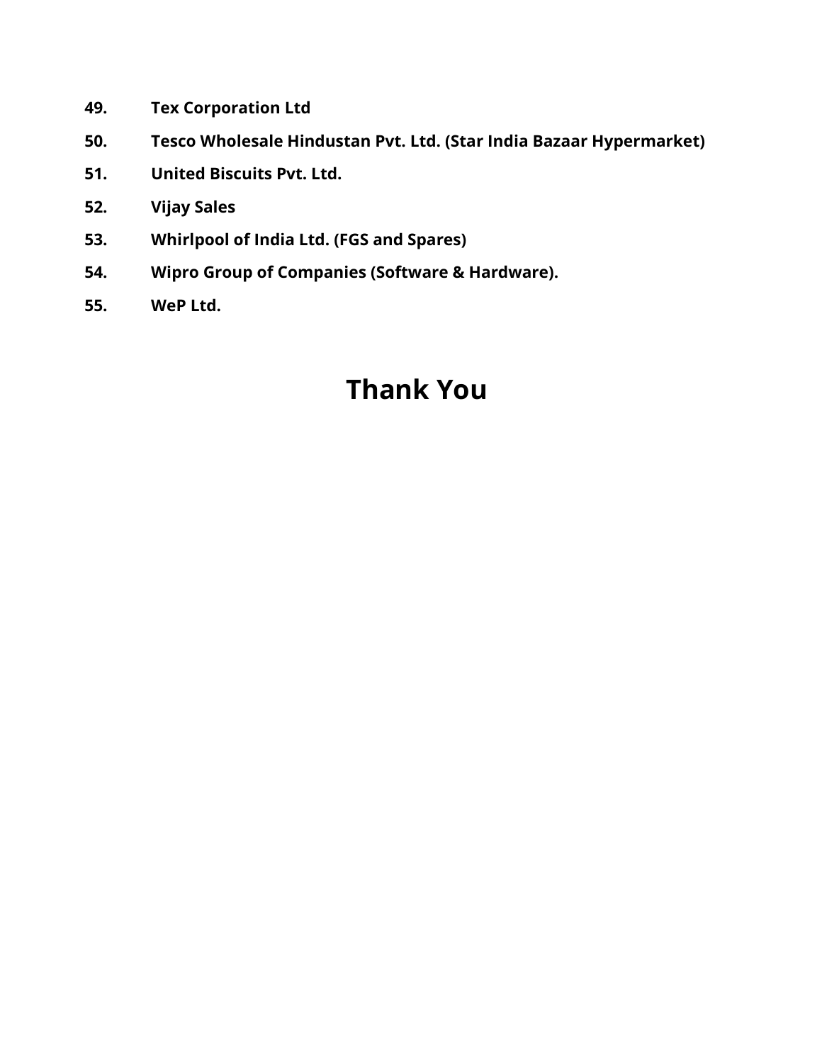49. **Tex Corporation Ltd**
50. **Tesco Wholesale Hindustan Pvt. Ltd. (Star India Bazaar Hypermarket)**
51. **United Biscuits Pvt. Ltd.**
52. **Vijay Sales**
53. **Whirlpool of India Ltd. (FGS and Spares)**
54. **Wipro Group of Companies (Software & Hardware).**
55. **WeP Ltd.**

# Thank You